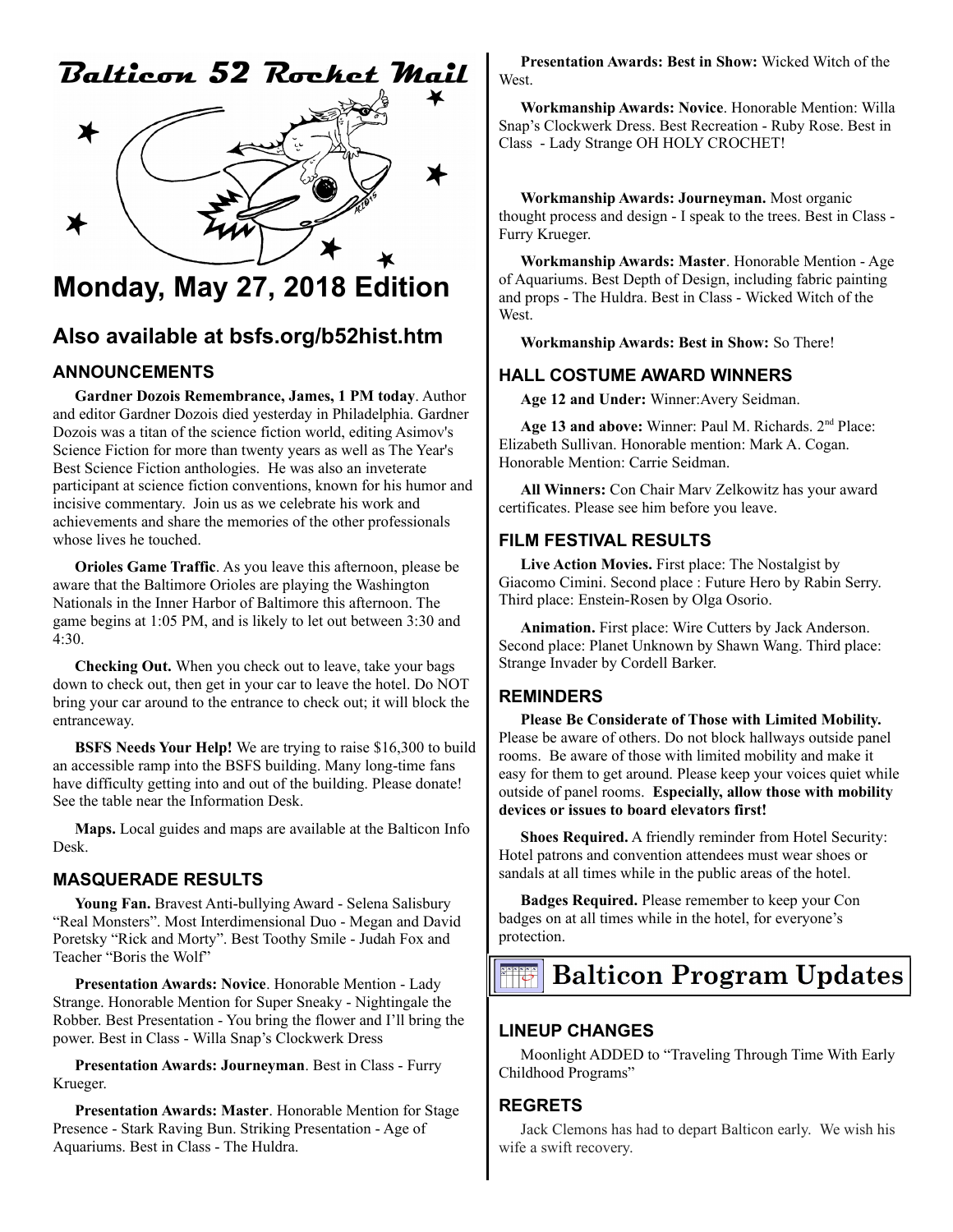# Balticon 52 Rocket Mail

# Monday, May 27, 2018 Edition

## Also available at bsfs.org/b52hist.htm

### ANNOUNCEMENTS

**Gardner Dozois Remembrance, James, 1 PM today**. Author and editor Gardner Dozois died yesterday in Philadelphia. Gardner Dozois was a titan of the science fiction world, editing Asimov's Science Fiction for more than twenty years as well as The Year's Best Science Fiction anthologies. He was also an inveterate participant at science fiction conventions, known for his humor and incisive commentary. Join us as we celebrate his work and achievements and share the memories of the other professionals whose lives he touched.

**Orioles Game Traffic**. As you leave this afternoon, please be aware that the Baltimore Orioles are playing the Washington Nationals in the Inner Harbor of Baltimore this afternoon. The game begins at 1:05 PM, and is likely to let out between 3:30 and 4:30.

**Checking Out.** When you check out to leave, take your bags down to check out, then get in your car to leave the hotel. Do NOT bring your car around to the entrance to check out; it will block the entranceway.

**BSFS Needs Your Help!** We are trying to raise $16,300 to build an accessible ramp into the BSFS building. Many long-time fans have difficulty getting into and out of the building. Please donate! See the table near the Information Desk.

**Maps.** Local guides and maps are available at the Balticon Info Desk.

### MASQUERADE RESULTS

**Young Fan.** Bravest Anti-bullying Award - Selena Salisbury "Real Monsters". Most Interdimensional Duo - Megan and David Poretsky "Rick and Morty". Best Toothy Smile - Judah Fox and Teacher "Boris the Wolf"

**Presentation Awards: Novice**. Honorable Mention - Lady Strange. Honorable Mention for Super Sneaky - Nightingale the Robber. Best Presentation - You bring the flower and I'll bring the power. Best in Class - Willa Snap's Clockwerk Dress

**Presentation Awards: Journeyman**. Best in Class - Furry Krueger.

**Presentation Awards: Master**. Honorable Mention for Stage Presence - Stark Raving Bun. Striking Presentation - Age of Aquariums. Best in Class - The Huldra.

**Presentation Awards: Best in Show:** Wicked Witch of the West.

**Workmanship Awards: Novice**. Honorable Mention: Willa Snap's Clockwerk Dress. Best Recreation - Ruby Rose. Best in Class - Lady Strange OH HOLY CROCHET!

**Workmanship Awards: Journeyman.** Most organic thought process and design - I speak to the trees. Best in Class - Furry Krueger.

**Workmanship Awards: Master**. Honorable Mention - Age of Aquariums. Best Depth of Design, including fabric painting and props - The Huldra. Best in Class - Wicked Witch of the West.

**Workmanship Awards: Best in Show:** So There!

### HALL COSTUME AWARD WINNERS

**Age 12 and Under:** Winner:Avery Seidman.

**Age 13 and above:** Winner: Paul M. Richards. 2nd Place: Elizabeth Sullivan. Honorable mention: Mark A. Cogan. Honorable Mention: Carrie Seidman.

**All Winners:** Con Chair Marv Zelkowitz has your award certificates. Please see him before you leave.

### FILM FESTIVAL RESULTS

**Live Action Movies.** First place: The Nostalgist by Giacomo Cimini. Second place : Future Hero by Rabin Serry. Third place: Enstein-Rosen by Olga Osorio.

**Animation.** First place: Wire Cutters by Jack Anderson. Second place: Planet Unknown by Shawn Wang. Third place: Strange Invader by Cordell Barker.

### REMINDERS

**Please Be Considerate of Those with Limited Mobility.** Please be aware of others. Do not block hallways outside panel rooms. Be aware of those with limited mobility and make it easy for them to get around. Please keep your voices quiet while outside of panel rooms. **Especially, allow those with mobility devices or issues to board elevators first!**

**Shoes Required.** A friendly reminder from Hotel Security: Hotel patrons and convention attendees must wear shoes or sandals at all times while in the public areas of the hotel.

**Badges Required.** Please remember to keep your Con badges on at all times while in the hotel, for everyone's protection.

## Balticon Program Updates

### LINEUP CHANGES

Moonlight ADDED to "Traveling Through Time With Early Childhood Programs"

### REGRETS

Jack Clemons has had to depart Balticon early. We wish his wife a swift recovery.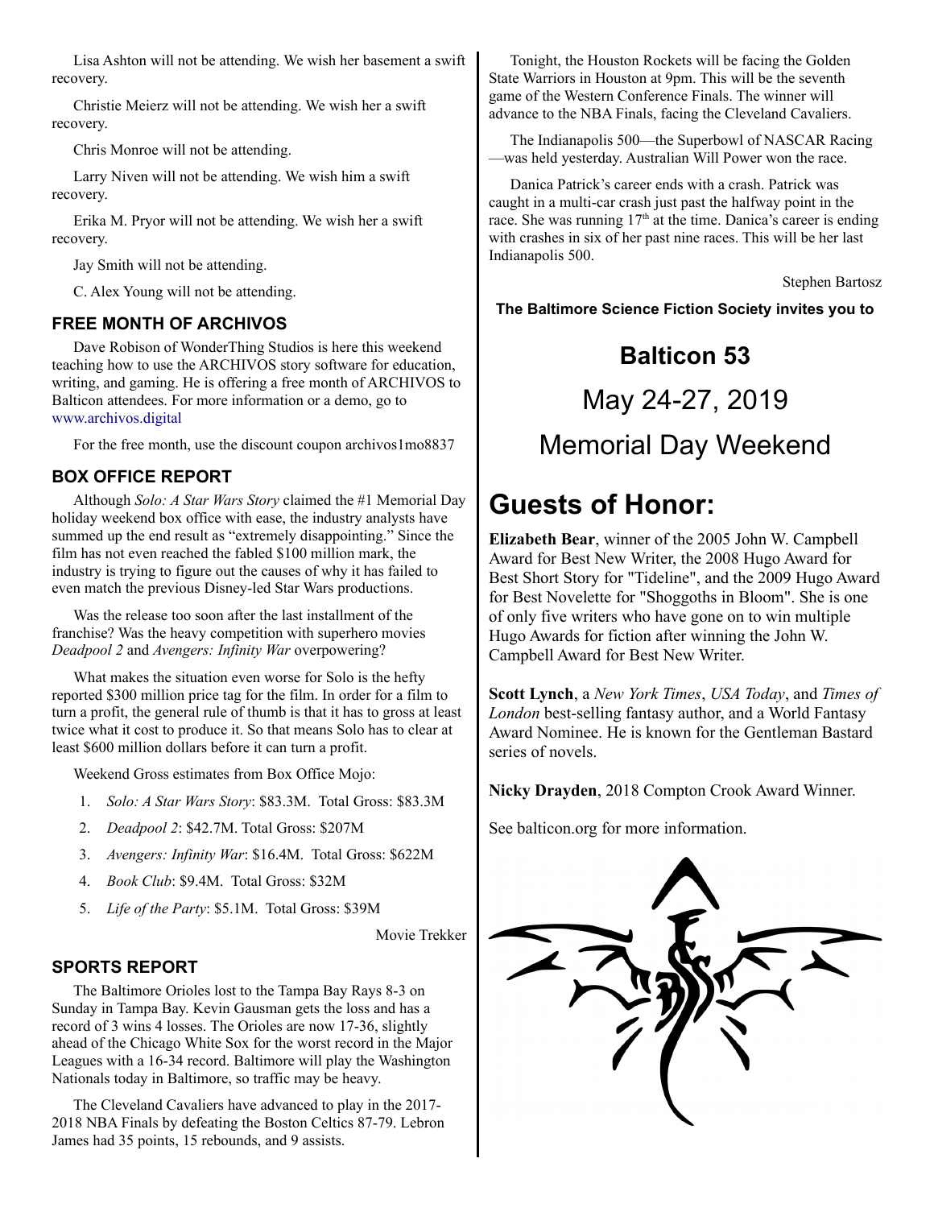Lisa Ashton will not be attending. We wish her basement a swift recovery.

Christie Meierz will not be attending. We wish her a swift recovery.

Chris Monroe will not be attending.

Larry Niven will not be attending. We wish him a swift recovery.

Erika M. Pryor will not be attending. We wish her a swift recovery.

Jay Smith will not be attending.

C. Alex Young will not be attending.

## FREE MONTH OF ARCHIVOS

Dave Robison of WonderThing Studios is here this weekend teaching how to use the ARCHIVOS story software for education, writing, and gaming. He is offering a free month of ARCHIVOS to Balticon attendees. For more information or a demo, go to www.archivos.digital

For the free month, use the discount coupon archivos1mo8837

## BOX OFFICE REPORT

Although *Solo: A Star Wars Story* claimed the #1 Memorial Day holiday weekend box office with ease, the industry analysts have summed up the end result as "extremely disappointing." Since the film has not even reached the fabled $100 million mark, the industry is trying to figure out the causes of why it has failed to even match the previous Disney-led Star Wars productions.

Was the release too soon after the last installment of the franchise? Was the heavy competition with superhero movies *Deadpool 2* and *Avengers: Infinity War* overpowering?

What makes the situation even worse for Solo is the hefty reported $300 million price tag for the film. In order for a film to turn a profit, the general rule of thumb is that it has to gross at least twice what it cost to produce it. So that means Solo has to clear at least $600 million dollars before it can turn a profit.

Weekend Gross estimates from Box Office Mojo:

1. *Solo: A Star Wars Story*: $83.3M. Total Gross: $83.3M
2. *Deadpool 2*: $42.7M. Total Gross: $207M
3. *Avengers: Infinity War*: $16.4M. Total Gross: $622M
4. *Book Club*: $9.4M. Total Gross: $32M
5. *Life of the Party*: $5.1M. Total Gross: $39M

Movie Trekker

## SPORTS REPORT

The Baltimore Orioles lost to the Tampa Bay Rays 8-3 on Sunday in Tampa Bay. Kevin Gausman gets the loss and has a record of 3 wins 4 losses. The Orioles are now 17-36, slightly ahead of the Chicago White Sox for the worst record in the Major Leagues with a 16-34 record. Baltimore will play the Washington Nationals today in Baltimore, so traffic may be heavy.

The Cleveland Cavaliers have advanced to play in the 2017-2018 NBA Finals by defeating the Boston Celtics 87-79. Lebron James had 35 points, 15 rebounds, and 9 assists.

Tonight, the Houston Rockets will be facing the Golden State Warriors in Houston at 9pm. This will be the seventh game of the Western Conference Finals. The winner will advance to the NBA Finals, facing the Cleveland Cavaliers.

The Indianapolis 500—the Superbowl of NASCAR Racing—was held yesterday. Australian Will Power won the race.

Danica Patrick's career ends with a crash. Patrick was caught in a multi-car crash just past the halfway point in the race. She was running 17th at the time. Danica's career is ending with crashes in six of her past nine races. This will be her last Indianapolis 500.

Stephen Bartosz

**The Baltimore Science Fiction Society invites you to**

## Balticon 53

May 24-27, 2019

Memorial Day Weekend

# Guests of Honor:

**Elizabeth Bear**, winner of the 2005 John W. Campbell Award for Best New Writer, the 2008 Hugo Award for Best Short Story for "Tideline", and the 2009 Hugo Award for Best Novelette for "Shoggoths in Bloom". She is one of only five writers who have gone on to win multiple Hugo Awards for fiction after winning the John W. Campbell Award for Best New Writer.

**Scott Lynch**, a *New York Times*, *USA Today*, and *Times of London* best-selling fantasy author, and a World Fantasy Award Nominee. He is known for the Gentleman Bastard series of novels.

**Nicky Drayden**, 2018 Compton Crook Award Winner.

See balticon.org for more information.